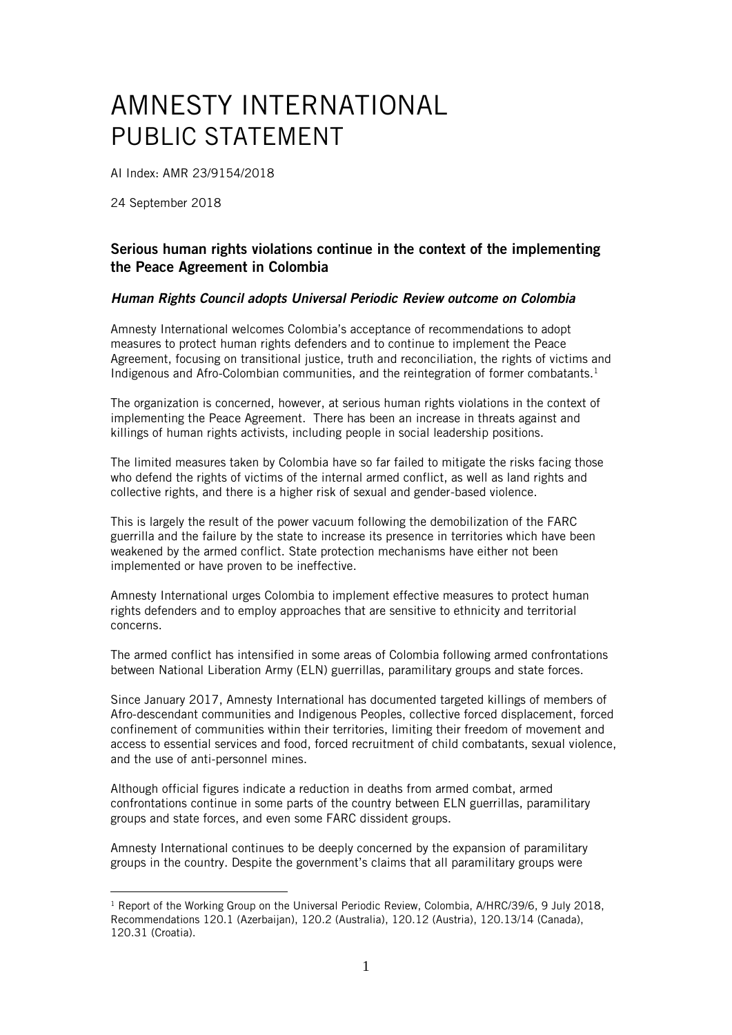# AMNESTY INTERNATIONAL PUBLIC STATEMENT

AI Index: AMR 23/9154/2018

24 September 2018

### Serious human rights violations continue in the context of the implementing the Peace Agreement in Colombia

#### *Human Rights Council adopts Universal Periodic Review outcome on Colombia*

Amnesty International welcomes Colombia's acceptance of recommendations to adopt measures to protect human rights defenders and to continue to implement the Peace Agreement, focusing on transitional justice, truth and reconciliation, the rights of victims and Indigenous and Afro-Colombian communities, and the reintegration of former combatants.[1]

The organization is concerned, however, at serious human rights violations in the context of implementing the Peace Agreement. There has been an increase in threats against and killings of human rights activists, including people in social leadership positions.

The limited measures taken by Colombia have so far failed to mitigate the risks facing those who defend the rights of victims of the internal armed conflict, as well as land rights and collective rights, and there is a higher risk of sexual and gender-based violence.

This is largely the result of the power vacuum following the demobilization of the FARC guerrilla and the failure by the state to increase its presence in territories which have been weakened by the armed conflict. State protection mechanisms have either not been implemented or have proven to be ineffective.

Amnesty International urges Colombia to implement effective measures to protect human rights defenders and to employ approaches that are sensitive to ethnicity and territorial concerns.

The armed conflict has intensified in some areas of Colombia following armed confrontations between National Liberation Army (ELN) guerrillas, paramilitary groups and state forces.

Since January 2017, Amnesty International has documented targeted killings of members of Afro-descendant communities and Indigenous Peoples, collective forced displacement, forced confinement of communities within their territories, limiting their freedom of movement and access to essential services and food, forced recruitment of child combatants, sexual violence, and the use of anti-personnel mines.

Although official figures indicate a reduction in deaths from armed combat, armed confrontations continue in some parts of the country between ELN guerrillas, paramilitary groups and state forces, and even some FARC dissident groups.

Amnesty International continues to be deeply concerned by the expansion of paramilitary groups in the country. Despite the government's claims that all paramilitary groups were

---

[1] Report of the Working Group on the Universal Periodic Review, Colombia, A/HRC/39/6, 9 July 2018, Recommendations 120.1 (Azerbaijan), 120.2 (Australia), 120.12 (Austria), 120.13/14 (Canada), 120.31 (Croatia).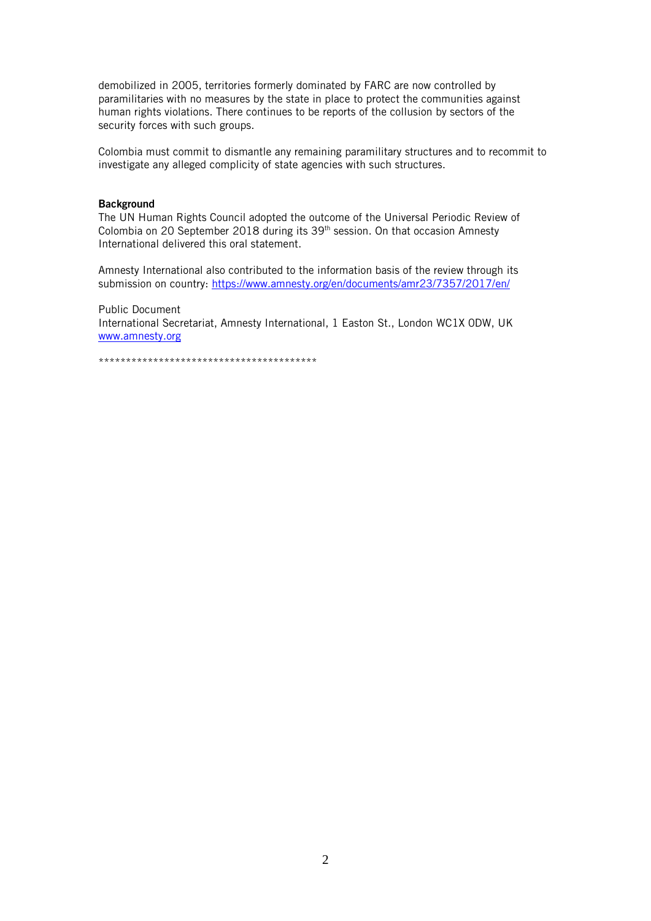demobilized in 2005, territories formerly dominated by FARC are now controlled by paramilitaries with no measures by the state in place to protect the communities against human rights violations. There continues to be reports of the collusion by sectors of the security forces with such groups.

Colombia must commit to dismantle any remaining paramilitary structures and to recommit to investigate any alleged complicity of state agencies with such structures.

**Background**

The UN Human Rights Council adopted the outcome of the Universal Periodic Review of Colombia on 20 September 2018 during its 39th session. On that occasion Amnesty International delivered this oral statement.

Amnesty International also contributed to the information basis of the review through its submission on country: https://www.amnesty.org/en/documents/amr23/7357/2017/en/

Public Document
International Secretariat, Amnesty International, 1 Easton St., London WC1X 0DW, UK
www.amnesty.org

****************************************